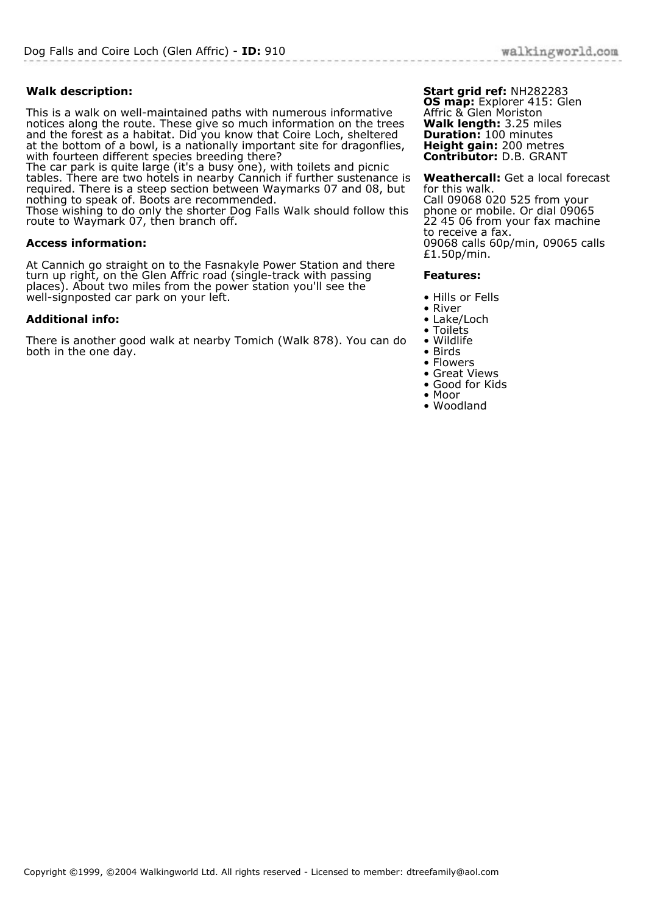# Dog Falls and Coire Loch (Glen Affric) - **ID:** 910

**Walk description:**

This is a walk on well-maintained paths with numerous informative notices along the route. These give so much information on the trees and the forest as a habitat. Did you know that Coire Loch, sheltered at the bottom of a bowl, is a nationally important site for dragonflies, with fourteen different species breeding there?
The car park is quite large (it's a busy one), with toilets and picnic tables. There are two hotels in nearby Cannich if further sustenance is required. There is a steep section between Waymarks 07 and 08, but nothing to speak of. Boots are recommended.
Those wishing to do only the shorter Dog Falls Walk should follow this route to Waymark 07, then branch off.

**Access information:**

At Cannich go straight on to the Fasnakyle Power Station and there turn up right, on the Glen Affric road (single-track with passing places). About two miles from the power station you'll see the well-signposted car park on your left.

**Additional info:**

There is another good walk at nearby Tomich (Walk 878). You can do both in the one day.

**Start grid ref:** NH282283
**OS map:** Explorer 415: Glen Affric & Glen Moriston
**Walk length:** 3.25 miles
**Duration:** 100 minutes
**Height gain:** 200 metres
**Contributor:** D.B. GRANT

**Weathercall:** Get a local forecast for this walk.
Call 09068 020 525 from your phone or mobile. Or dial 09065 22 45 06 from your fax machine to receive a fax.
09068 calls 60p/min, 09065 calls £1.50p/min.

**Features:**

- Hills or Fells
- River
- Lake/Loch
- Toilets
- Wildlife
- Birds
- Flowers
- Great Views
- Good for Kids
- Moor
- Woodland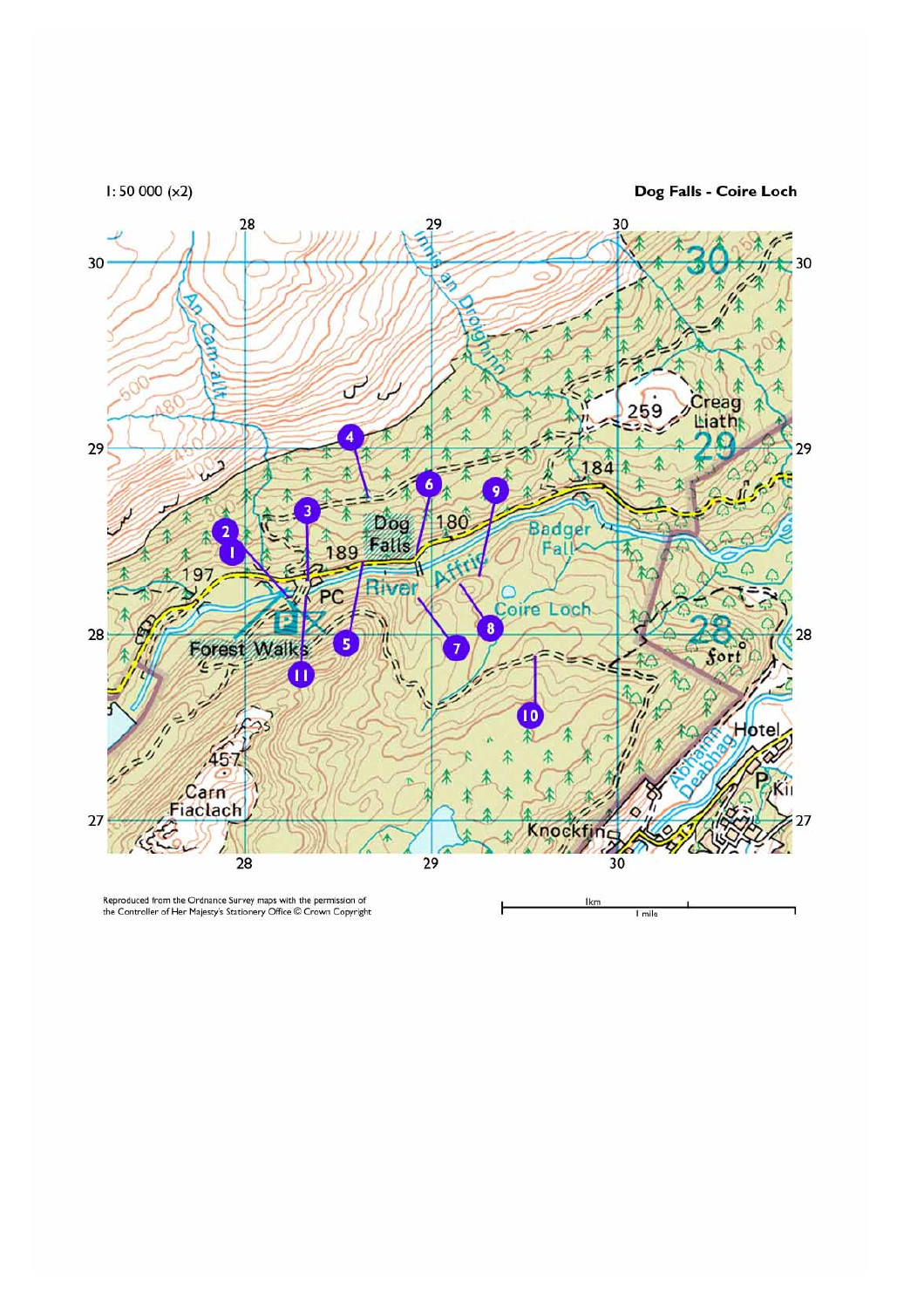1: 50 000 (x2)

**Dog Falls - Coire Loch**

Reproduced from the Ordnance Survey maps with the permission of the Controller of Her Majesty's Stationery Office © Crown Copyright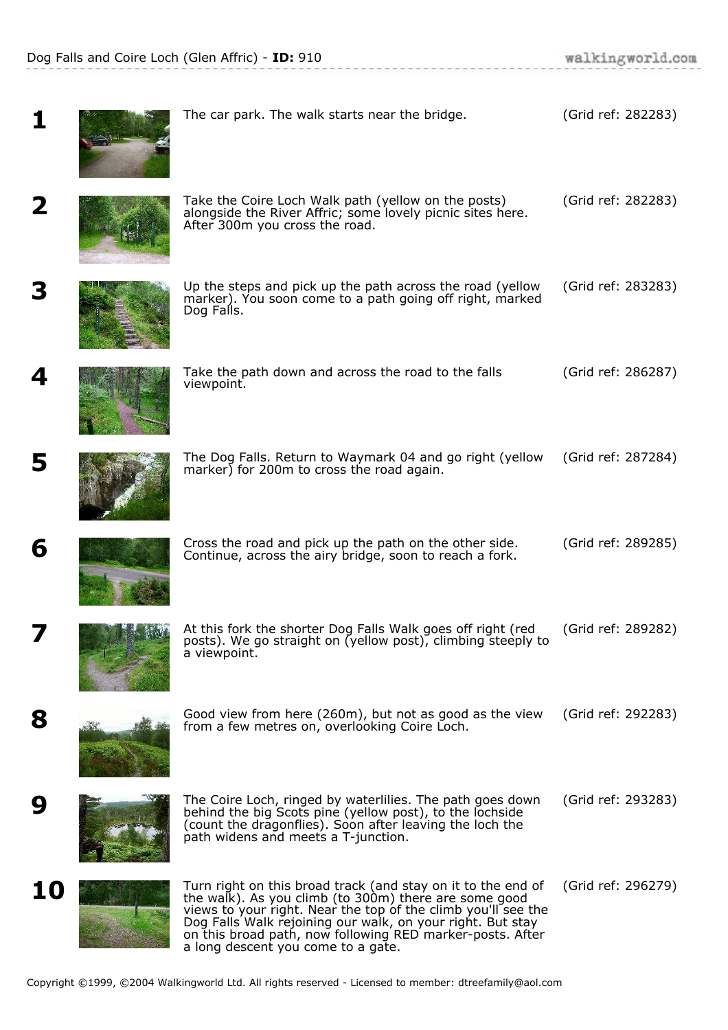**1** The car park. The walk starts near the bridge. (Grid ref: 282283)

**2** Take the Coire Loch Walk path (yellow on the posts) alongside the River Affric; some lovely picnic sites here. After 300m you cross the road. (Grid ref: 282283)

**3** Up the steps and pick up the path across the road (yellow marker). You soon come to a path going off right, marked Dog Falls. (Grid ref: 283283)

**4** Take the path down and across the road to the falls viewpoint. (Grid ref: 286287)

**5** The Dog Falls. Return to Waymark 04 and go right (yellow marker) for 200m to cross the road again. (Grid ref: 287284)

**6** Cross the road and pick up the path on the other side. Continue, across the airy bridge, soon to reach a fork. (Grid ref: 289285)

**7** At this fork the shorter Dog Falls Walk goes off right (red posts). We go straight on (yellow post), climbing steeply to a viewpoint. (Grid ref: 289282)

**8** Good view from here (260m), but not as good as the view from a few metres on, overlooking Coire Loch. (Grid ref: 292283)

**9** The Coire Loch, ringed by waterlilies. The path goes down behind the big Scots pine (yellow post), to the lochside (count the dragonflies). Soon after leaving the loch the path widens and meets a T-junction. (Grid ref: 293283)

**10** Turn right on this broad track (and stay on it to the end of the walk). As you climb (to 300m) there are some good views to your right. Near the top of the climb you'll see the Dog Falls Walk rejoining our walk, on your right. But stay on this broad path, now following RED marker-posts. After a long descent you come to a gate. (Grid ref: 296279)

Copyright ©1999, ©2004 Walkingworld Ltd. All rights reserved - Licensed to member: dtreefamily@aol.com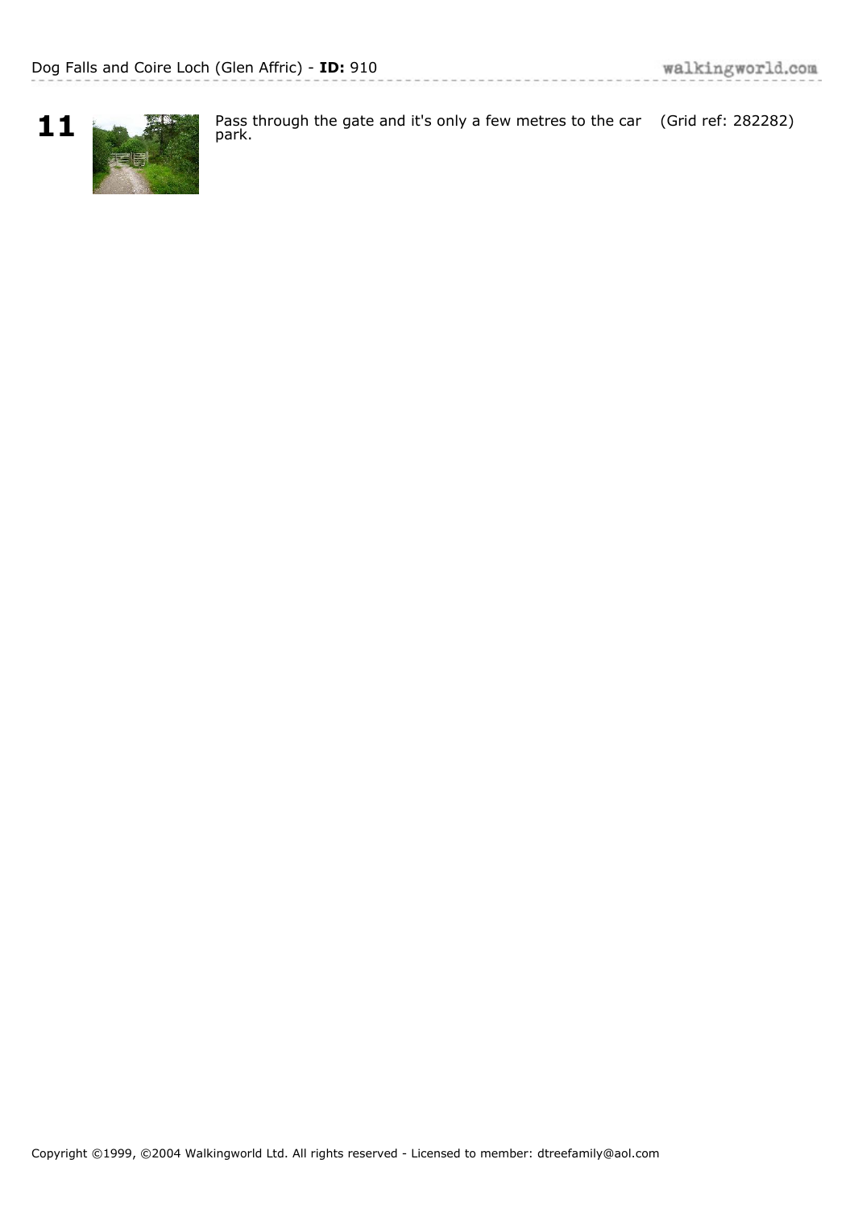**11** Pass through the gate and it's only a few metres to the car park. (Grid ref: 282282)

Copyright ©1999, ©2004 Walkingworld Ltd. All rights reserved - Licensed to member: dtreefamily@aol.com